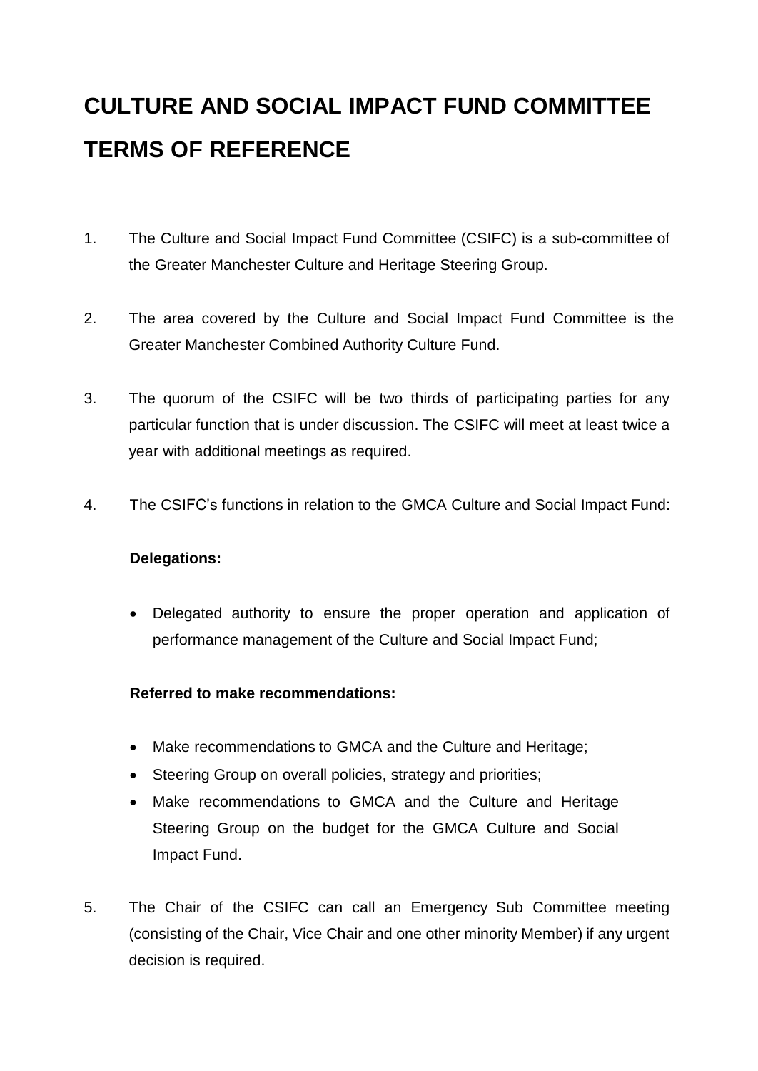# CULTURE AND SOCIAL IMPACT FUND COMMITTEE TERMS OF REFERENCE

1. The Culture and Social Impact Fund Committee (CSIFC) is a sub-committee of the Greater Manchester Culture and Heritage Steering Group.

2. The area covered by the Culture and Social Impact Fund Committee is the Greater Manchester Combined Authority Culture Fund.

3. The quorum of the CSIFC will be two thirds of participating parties for any particular function that is under discussion. The CSIFC will meet at least twice a year with additional meetings as required.

4. The CSIFC's functions in relation to the GMCA Culture and Social Impact Fund:

   **Delegations:**

   - Delegated authority to ensure the proper operation and application of performance management of the Culture and Social Impact Fund;

   **Referred to make recommendations:**

   - Make recommendations to GMCA and the Culture and Heritage;
   - Steering Group on overall policies, strategy and priorities;
   - Make recommendations to GMCA and the Culture and Heritage Steering Group on the budget for the GMCA Culture and Social Impact Fund.

5. The Chair of the CSIFC can call an Emergency Sub Committee meeting (consisting of the Chair, Vice Chair and one other minority Member) if any urgent decision is required.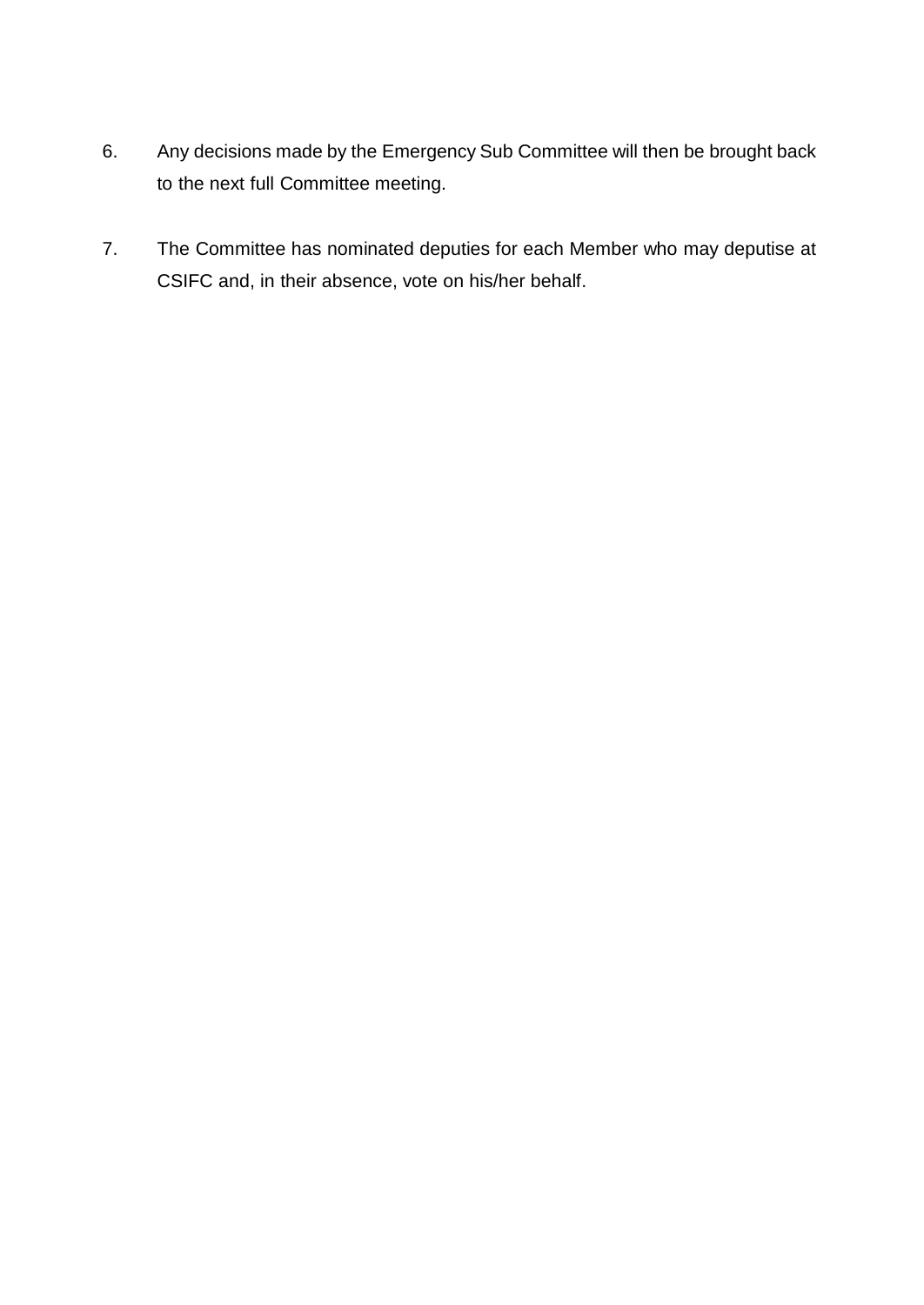6. Any decisions made by the Emergency Sub Committee will then be brought back to the next full Committee meeting.

7. The Committee has nominated deputies for each Member who may deputise at CSIFC and, in their absence, vote on his/her behalf.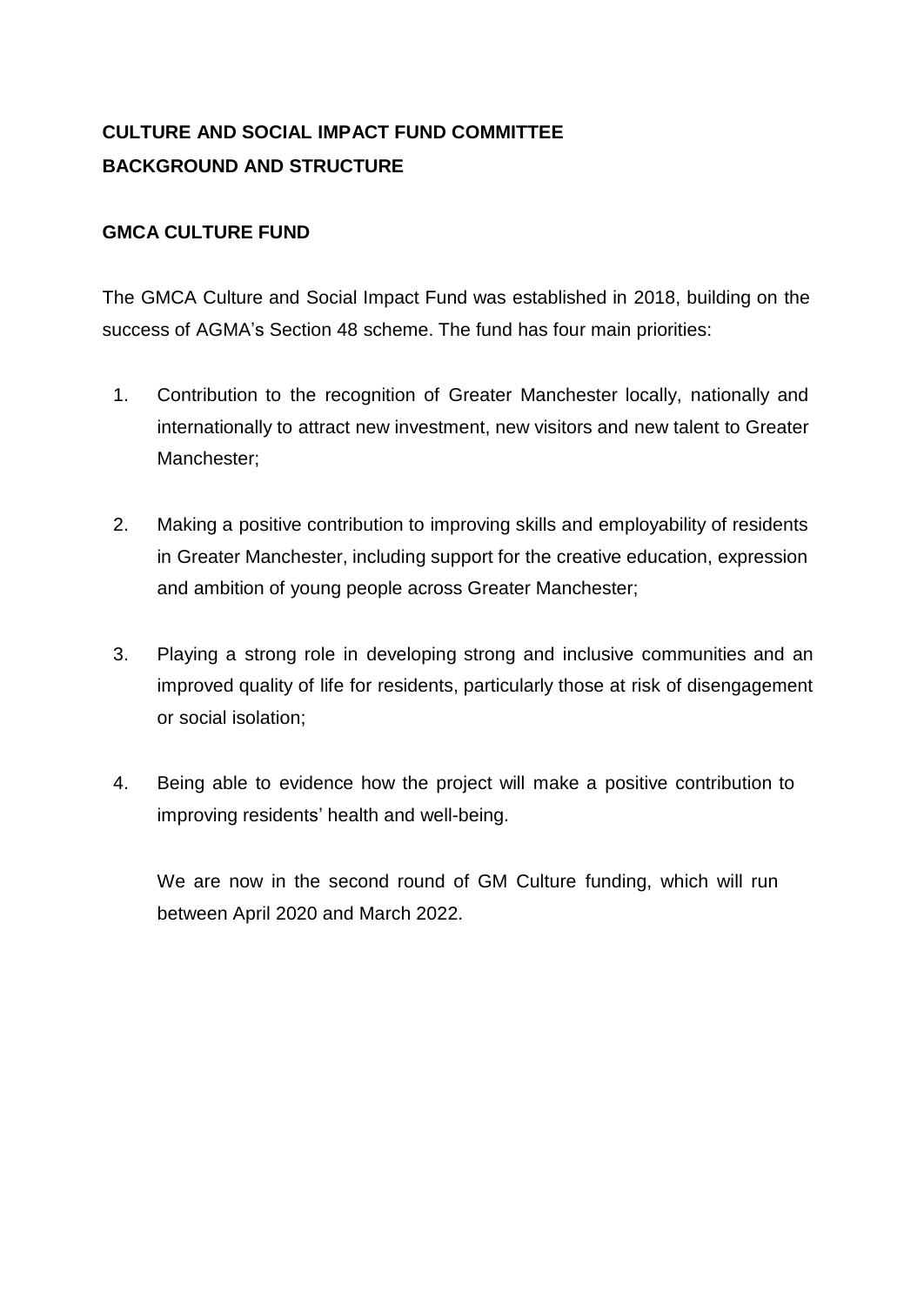**CULTURE AND SOCIAL IMPACT FUND COMMITTEE**
**BACKGROUND AND STRUCTURE**

**GMCA CULTURE FUND**

The GMCA Culture and Social Impact Fund was established in 2018, building on the success of AGMA's Section 48 scheme. The fund has four main priorities:

1. Contribution to the recognition of Greater Manchester locally, nationally and internationally to attract new investment, new visitors and new talent to Greater Manchester;

2. Making a positive contribution to improving skills and employability of residents in Greater Manchester, including support for the creative education, expression and ambition of young people across Greater Manchester;

3. Playing a strong role in developing strong and inclusive communities and an improved quality of life for residents, particularly those at risk of disengagement or social isolation;

4. Being able to evidence how the project will make a positive contribution to improving residents' health and well-being.

   We are now in the second round of GM Culture funding, which will run between April 2020 and March 2022.